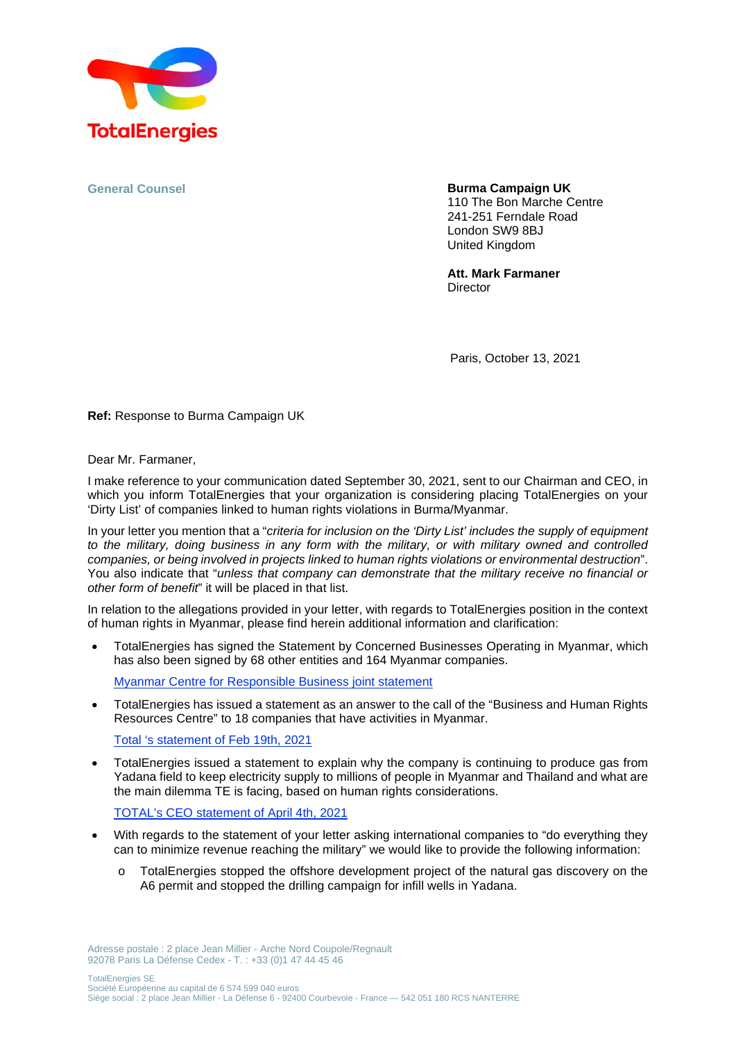TotalEnergies

**General Counsel**

**Burma Campaign UK**
110 The Bon Marche Centre
241-251 Ferndale Road
London SW9 8BJ
United Kingdom

**Att. Mark Farmaner**
Director

Paris, October 13, 2021

**Ref:** Response to Burma Campaign UK

Dear Mr. Farmaner,

I make reference to your communication dated September 30, 2021, sent to our Chairman and CEO, in which you inform TotalEnergies that your organization is considering placing TotalEnergies on your 'Dirty List' of companies linked to human rights violations in Burma/Myanmar.

In your letter you mention that a "*criteria for inclusion on the 'Dirty List' includes the supply of equipment to the military, doing business in any form with the military, or with military owned and controlled companies, or being involved in projects linked to human rights violations or environmental destruction*". You also indicate that "*unless that company can demonstrate that the military receive no financial or other form of benefit*" it will be placed in that list.

In relation to the allegations provided in your letter, with regards to TotalEnergies position in the context of human rights in Myanmar, please find herein additional information and clarification:

- TotalEnergies has signed the Statement by Concerned Businesses Operating in Myanmar, which has also been signed by 68 other entities and 164 Myanmar companies.

  Myanmar Centre for Responsible Business joint statement

- TotalEnergies has issued a statement as an answer to the call of the "Business and Human Rights Resources Centre" to 18 companies that have activities in Myanmar.

  Total 's statement of Feb 19th, 2021

- TotalEnergies issued a statement to explain why the company is continuing to produce gas from Yadana field to keep electricity supply to millions of people in Myanmar and Thailand and what are the main dilemma TE is facing, based on human rights considerations.

  TOTAL's CEO statement of April 4th, 2021

- With regards to the statement of your letter asking international companies to "do everything they can to minimize revenue reaching the military" we would like to provide the following information:
  - TotalEnergies stopped the offshore development project of the natural gas discovery on the A6 permit and stopped the drilling campaign for infill wells in Yadana.

Adresse postale : 2 place Jean Millier - Arche Nord Coupole/Regnault
92078 Paris La Défense Cedex - T. : +33 (0)1 47 44 45 46

TotalEnergies SE
Société Européenne au capital de 6 574 599 040 euros
Siège social : 2 place Jean Millier - La Défense 6 - 92400 Courbevoie - France — 542 051 180 RCS NANTERRE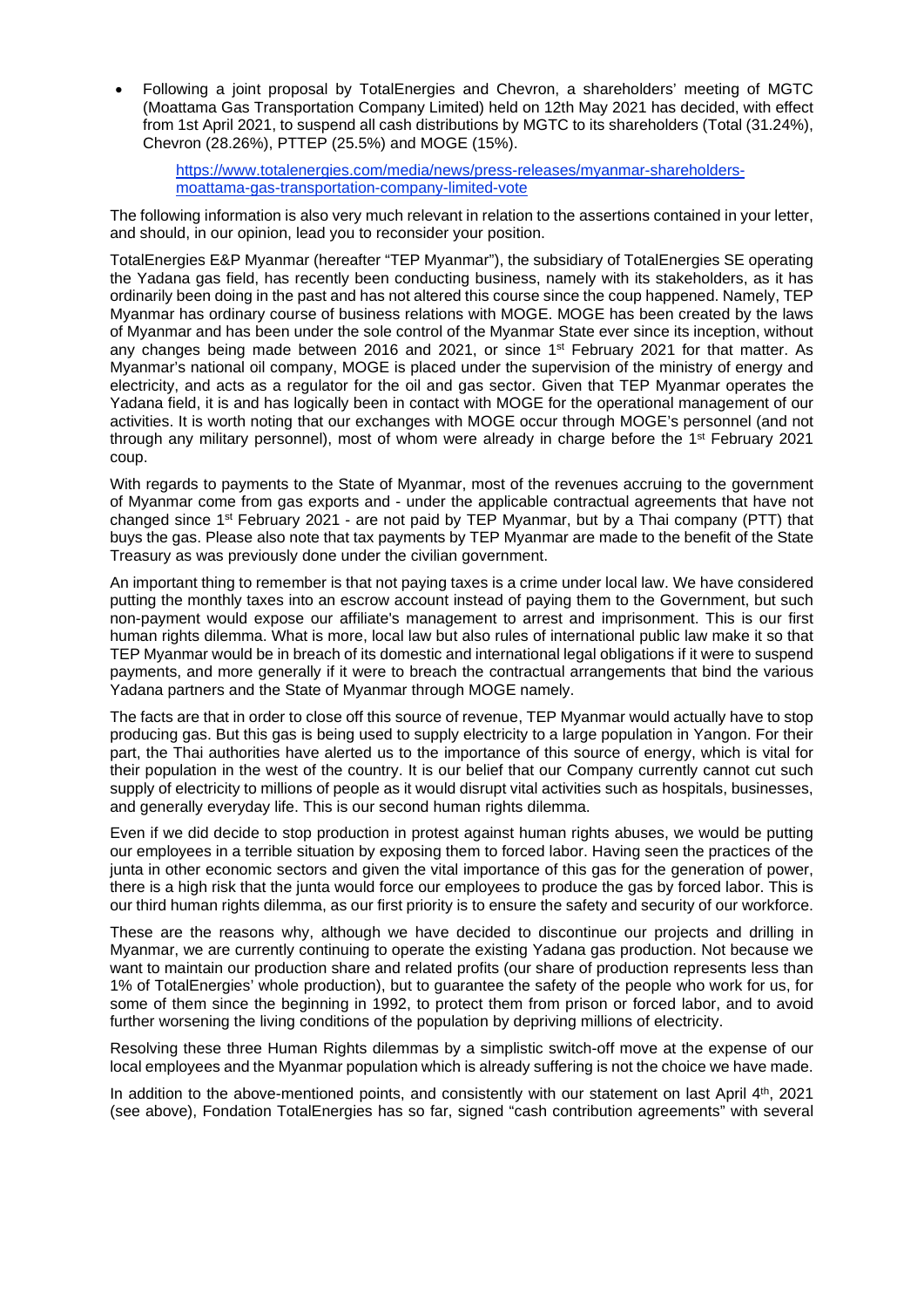- Following a joint proposal by TotalEnergies and Chevron, a shareholders' meeting of MGTC (Moattama Gas Transportation Company Limited) held on 12th May 2021 has decided, with effect from 1st April 2021, to suspend all cash distributions by MGTC to its shareholders (Total (31.24%), Chevron (28.26%), PTTEP (25.5%) and MOGE (15%).

  https://www.totalenergies.com/media/news/press-releases/myanmar-shareholders-moattama-gas-transportation-company-limited-vote

The following information is also very much relevant in relation to the assertions contained in your letter, and should, in our opinion, lead you to reconsider your position.

TotalEnergies E&P Myanmar (hereafter "TEP Myanmar"), the subsidiary of TotalEnergies SE operating the Yadana gas field, has recently been conducting business, namely with its stakeholders, as it has ordinarily been doing in the past and has not altered this course since the coup happened. Namely, TEP Myanmar has ordinary course of business relations with MOGE. MOGE has been created by the laws of Myanmar and has been under the sole control of the Myanmar State ever since its inception, without any changes being made between 2016 and 2021, or since 1st February 2021 for that matter. As Myanmar's national oil company, MOGE is placed under the supervision of the ministry of energy and electricity, and acts as a regulator for the oil and gas sector. Given that TEP Myanmar operates the Yadana field, it is and has logically been in contact with MOGE for the operational management of our activities. It is worth noting that our exchanges with MOGE occur through MOGE's personnel (and not through any military personnel), most of whom were already in charge before the 1st February 2021 coup.

With regards to payments to the State of Myanmar, most of the revenues accruing to the government of Myanmar come from gas exports and - under the applicable contractual agreements that have not changed since 1st February 2021 - are not paid by TEP Myanmar, but by a Thai company (PTT) that buys the gas. Please also note that tax payments by TEP Myanmar are made to the benefit of the State Treasury as was previously done under the civilian government.

An important thing to remember is that not paying taxes is a crime under local law. We have considered putting the monthly taxes into an escrow account instead of paying them to the Government, but such non-payment would expose our affiliate's management to arrest and imprisonment. This is our first human rights dilemma. What is more, local law but also rules of international public law make it so that TEP Myanmar would be in breach of its domestic and international legal obligations if it were to suspend payments, and more generally if it were to breach the contractual arrangements that bind the various Yadana partners and the State of Myanmar through MOGE namely.

The facts are that in order to close off this source of revenue, TEP Myanmar would actually have to stop producing gas. But this gas is being used to supply electricity to a large population in Yangon. For their part, the Thai authorities have alerted us to the importance of this source of energy, which is vital for their population in the west of the country. It is our belief that our Company currently cannot cut such supply of electricity to millions of people as it would disrupt vital activities such as hospitals, businesses, and generally everyday life. This is our second human rights dilemma.

Even if we did decide to stop production in protest against human rights abuses, we would be putting our employees in a terrible situation by exposing them to forced labor. Having seen the practices of the junta in other economic sectors and given the vital importance of this gas for the generation of power, there is a high risk that the junta would force our employees to produce the gas by forced labor. This is our third human rights dilemma, as our first priority is to ensure the safety and security of our workforce.

These are the reasons why, although we have decided to discontinue our projects and drilling in Myanmar, we are currently continuing to operate the existing Yadana gas production. Not because we want to maintain our production share and related profits (our share of production represents less than 1% of TotalEnergies' whole production), but to guarantee the safety of the people who work for us, for some of them since the beginning in 1992, to protect them from prison or forced labor, and to avoid further worsening the living conditions of the population by depriving millions of electricity.

Resolving these three Human Rights dilemmas by a simplistic switch-off move at the expense of our local employees and the Myanmar population which is already suffering is not the choice we have made.

In addition to the above-mentioned points, and consistently with our statement on last April 4th, 2021 (see above), Fondation TotalEnergies has so far, signed "cash contribution agreements" with several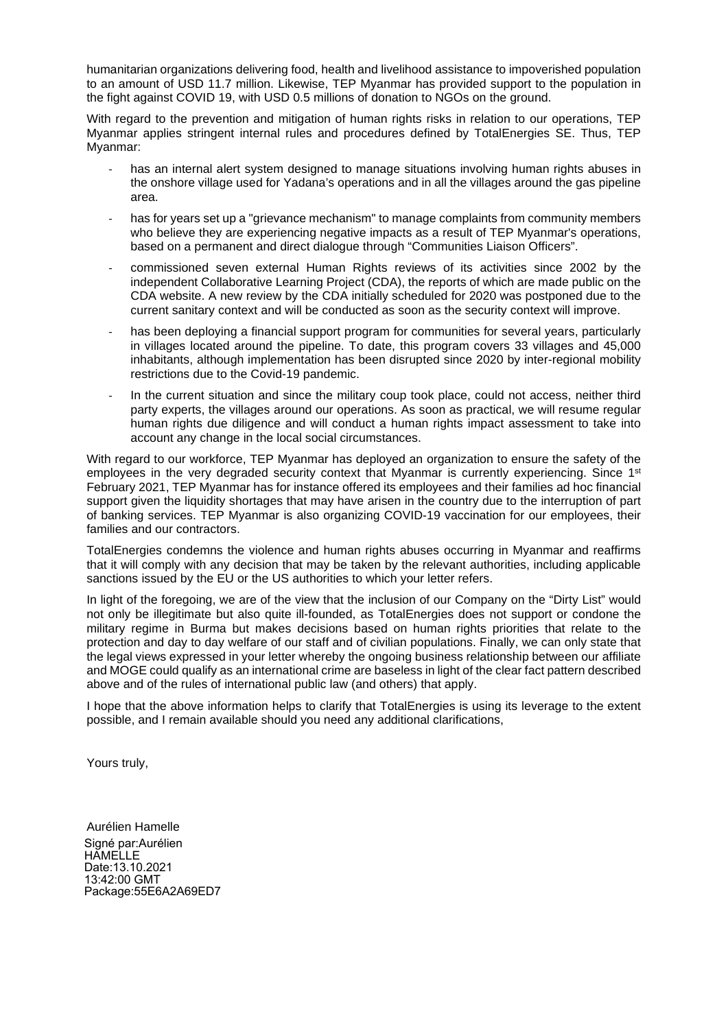humanitarian organizations delivering food, health and livelihood assistance to impoverished population to an amount of USD 11.7 million. Likewise, TEP Myanmar has provided support to the population in the fight against COVID 19, with USD 0.5 millions of donation to NGOs on the ground.

With regard to the prevention and mitigation of human rights risks in relation to our operations, TEP Myanmar applies stringent internal rules and procedures defined by TotalEnergies SE. Thus, TEP Myanmar:

- has an internal alert system designed to manage situations involving human rights abuses in the onshore village used for Yadana's operations and in all the villages around the gas pipeline area.
- has for years set up a "grievance mechanism" to manage complaints from community members who believe they are experiencing negative impacts as a result of TEP Myanmar's operations, based on a permanent and direct dialogue through "Communities Liaison Officers".
- commissioned seven external Human Rights reviews of its activities since 2002 by the independent Collaborative Learning Project (CDA), the reports of which are made public on the CDA website. A new review by the CDA initially scheduled for 2020 was postponed due to the current sanitary context and will be conducted as soon as the security context will improve.
- has been deploying a financial support program for communities for several years, particularly in villages located around the pipeline. To date, this program covers 33 villages and 45,000 inhabitants, although implementation has been disrupted since 2020 by inter-regional mobility restrictions due to the Covid-19 pandemic.
- In the current situation and since the military coup took place, could not access, neither third party experts, the villages around our operations. As soon as practical, we will resume regular human rights due diligence and will conduct a human rights impact assessment to take into account any change in the local social circumstances.

With regard to our workforce, TEP Myanmar has deployed an organization to ensure the safety of the employees in the very degraded security context that Myanmar is currently experiencing. Since 1st February 2021, TEP Myanmar has for instance offered its employees and their families ad hoc financial support given the liquidity shortages that may have arisen in the country due to the interruption of part of banking services. TEP Myanmar is also organizing COVID-19 vaccination for our employees, their families and our contractors.

TotalEnergies condemns the violence and human rights abuses occurring in Myanmar and reaffirms that it will comply with any decision that may be taken by the relevant authorities, including applicable sanctions issued by the EU or the US authorities to which your letter refers.

In light of the foregoing, we are of the view that the inclusion of our Company on the "Dirty List" would not only be illegitimate but also quite ill-founded, as TotalEnergies does not support or condone the military regime in Burma but makes decisions based on human rights priorities that relate to the protection and day to day welfare of our staff and of civilian populations. Finally, we can only state that the legal views expressed in your letter whereby the ongoing business relationship between our affiliate and MOGE could qualify as an international crime are baseless in light of the clear fact pattern described above and of the rules of international public law (and others) that apply.

I hope that the above information helps to clarify that TotalEnergies is using its leverage to the extent possible, and I remain available should you need any additional clarifications,

Yours truly,

Aurélien Hamelle

Signé par:Aurélien HAMELLE
Date:13.10.2021 13:42:00 GMT
Package:55E6A2A69ED7